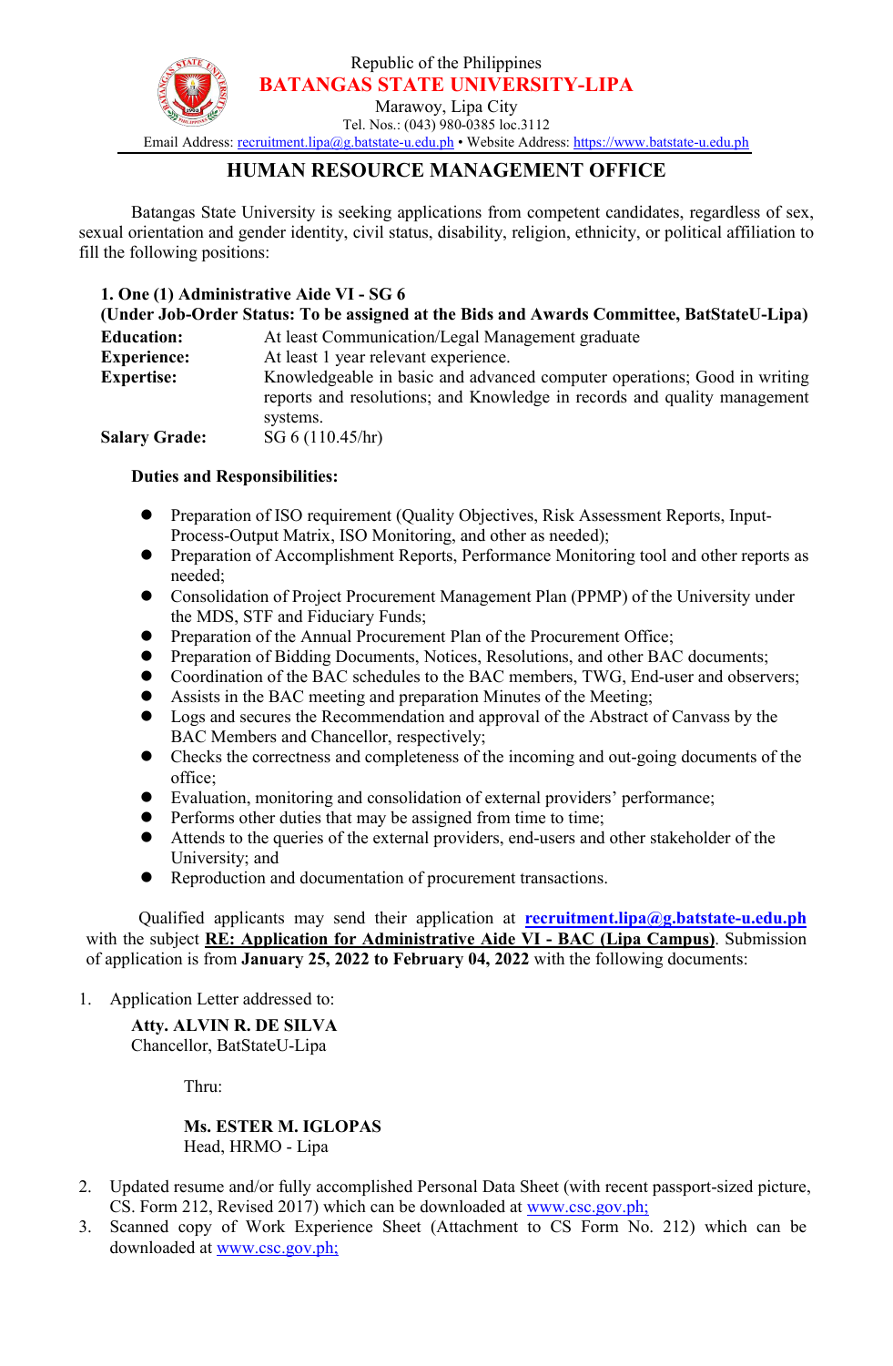Republic of the Philippines

**BATANGAS STATE UNIVERSITY-LIPA**

Marawoy, Lipa City

Tel. Nos.: (043) 980-0385 loc.3112

Email Address: recruitment.lipa@g.batstate-u.edu.ph • Website Address: https://www.batstate-u.edu.ph

# HUMAN RESOURCE MANAGEMENT OFFICE

Batangas State University is seeking applications from competent candidates, regardless of sex, sexual orientation and gender identity, civil status, disability, religion, ethnicity, or political affiliation to fill the following positions:

**1. One (1) Administrative Aide VI - SG 6**
**(Under Job-Order Status: To be assigned at the Bids and Awards Committee, BatStateU-Lipa)**

| | |
|---|---|
| **Education:** | At least Communication/Legal Management graduate |
| **Experience:** | At least 1 year relevant experience. |
| **Expertise:** | Knowledgeable in basic and advanced computer operations; Good in writing reports and resolutions; and Knowledge in records and quality management systems. |
| **Salary Grade:** | SG 6 (110.45/hr) |

**Duties and Responsibilities:**

- Preparation of ISO requirement (Quality Objectives, Risk Assessment Reports, Input-Process-Output Matrix, ISO Monitoring, and other as needed);
- Preparation of Accomplishment Reports, Performance Monitoring tool and other reports as needed;
- Consolidation of Project Procurement Management Plan (PPMP) of the University under the MDS, STF and Fiduciary Funds;
- Preparation of the Annual Procurement Plan of the Procurement Office;
- Preparation of Bidding Documents, Notices, Resolutions, and other BAC documents;
- Coordination of the BAC schedules to the BAC members, TWG, End-user and observers;
- Assists in the BAC meeting and preparation Minutes of the Meeting;
- Logs and secures the Recommendation and approval of the Abstract of Canvass by the BAC Members and Chancellor, respectively;
- Checks the correctness and completeness of the incoming and out-going documents of the office;
- Evaluation, monitoring and consolidation of external providers' performance;
- Performs other duties that may be assigned from time to time;
- Attends to the queries of the external providers, end-users and other stakeholder of the University; and
- Reproduction and documentation of procurement transactions.

Qualified applicants may send their application at **recruitment.lipa@g.batstate-u.edu.ph** with the subject **RE: Application for Administrative Aide VI - BAC (Lipa Campus)**. Submission of application is from **January 25, 2022 to February 04, 2022** with the following documents:

1. Application Letter addressed to:

   **Atty. ALVIN R. DE SILVA**
   Chancellor, BatStateU-Lipa

   Thru:

   **Ms. ESTER M. IGLOPAS**
   Head, HRMO - Lipa

2. Updated resume and/or fully accomplished Personal Data Sheet (with recent passport-sized picture, CS. Form 212, Revised 2017) which can be downloaded at www.csc.gov.ph;
3. Scanned copy of Work Experience Sheet (Attachment to CS Form No. 212) which can be downloaded at www.csc.gov.ph;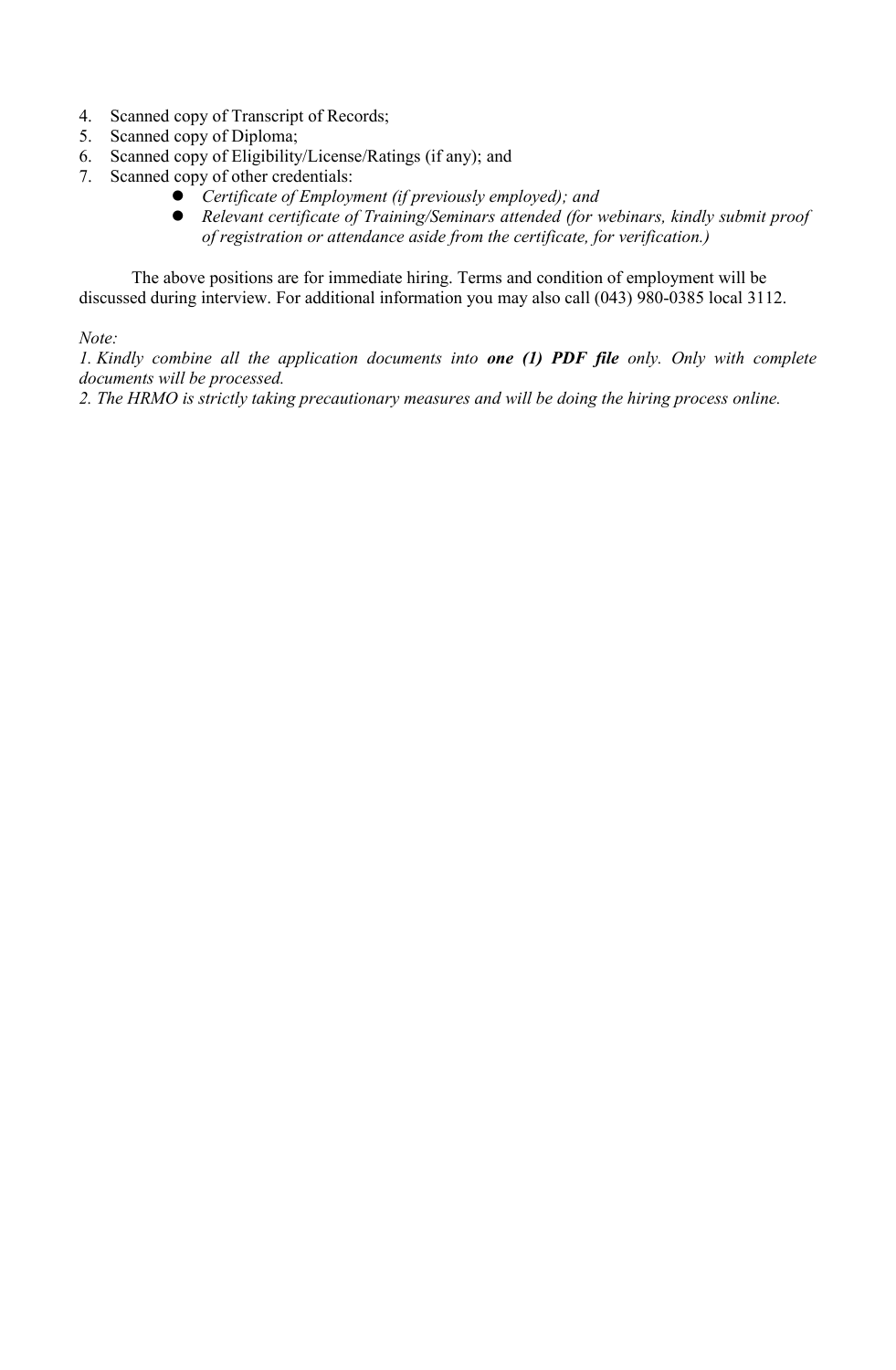4. Scanned copy of Transcript of Records;
5. Scanned copy of Diploma;
6. Scanned copy of Eligibility/License/Ratings (if any); and
7. Scanned copy of other credentials:
   - *Certificate of Employment (if previously employed); and*
   - *Relevant certificate of Training/Seminars attended (for webinars, kindly submit proof of registration or attendance aside from the certificate, for verification.)*

The above positions are for immediate hiring. Terms and condition of employment will be discussed during interview. For additional information you may also call (043) 980-0385 local 3112.

*Note:*

*1. Kindly combine all the application documents into* ***one (1) PDF file*** *only. Only with complete documents will be processed.*

*2. The HRMO is strictly taking precautionary measures and will be doing the hiring process online.*